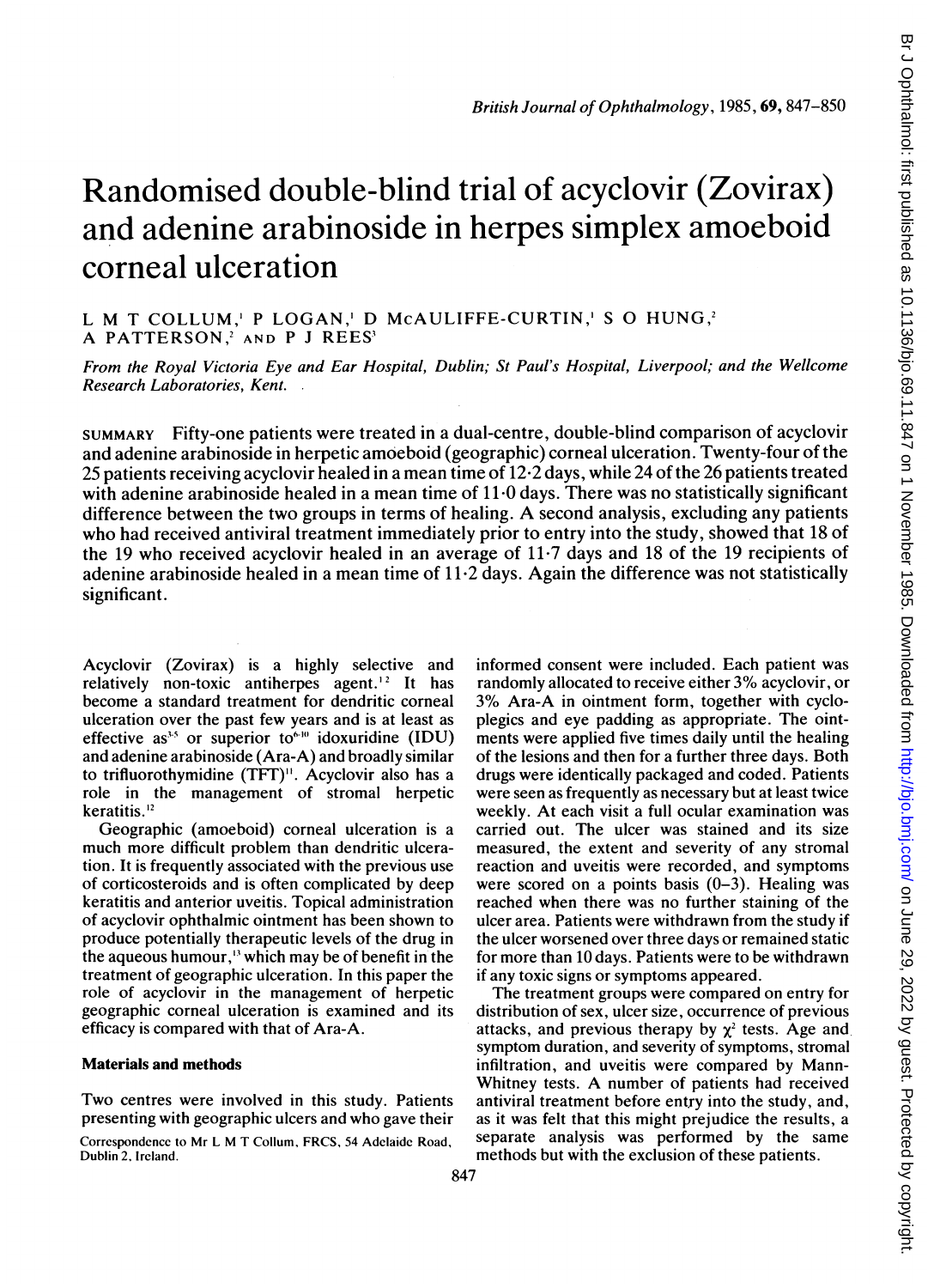# Randomised double-blind trial of acyclovir (Zovirax) and adenine arabinoside in herpes simplex amoeboid corneal ulceration

L M T COLLUM,[1] P LOGAN,[1] D McAULIFFE-CURTIN,[1] S O HUNG,[2] A PATTERSON,[2] AND P J REES[3]

*From the Royal Victoria Eye and Ear Hospital, Dublin; St Paul's Hospital, Liverpool; and the Wellcome Research Laboratories, Kent.*

SUMMARY Fifty-one patients were treated in a dual-centre, double-blind comparison of acyclovir and adenine arabinoside in herpetic amoeboid (geographic) corneal ulceration. Twenty-four of the 25 patients receiving acyclovir healed in a mean time of 12·2 days, while 24 of the 26 patients treated with adenine arabinoside healed in a mean time of 11·0 days. There was no statistically significant difference between the two groups in terms of healing. A second analysis, excluding any patients who had received antiviral treatment immediately prior to entry into the study, showed that 18 of the 19 who received acyclovir healed in an average of 11·7 days and 18 of the 19 recipients of adenine arabinoside healed in a mean time of 11·2 days. Again the difference was not statistically significant.

Acyclovir (Zovirax) is a highly selective and relatively non-toxic antiherpes agent.[1,2] It has become a standard treatment for dendritic corneal ulceration over the past few years and is at least as effective as[3-5] or superior to[6-10] idoxuridine (IDU) and adenine arabinoside (Ara-A) and broadly similar to trifluorothymidine (TFT)[11]. Acyclovir also has a role in the management of stromal herpetic keratitis.[12]

Geographic (amoeboid) corneal ulceration is a much more difficult problem than dendritic ulceration. It is frequently associated with the previous use of corticosteroids and is often complicated by deep keratitis and anterior uveitis. Topical administration of acyclovir ophthalmic ointment has been shown to produce potentially therapeutic levels of the drug in the aqueous humour,[13] which may be of benefit in the treatment of geographic ulceration. In this paper the role of acyclovir in the management of herpetic geographic corneal ulceration is examined and its efficacy is compared with that of Ara-A.

## Materials and methods

Two centres were involved in this study. Patients presenting with geographic ulcers and who gave their informed consent were included. Each patient was randomly allocated to receive either 3% acyclovir, or 3% Ara-A in ointment form, together with cycloplegics and eye padding as appropriate. The ointments were applied five times daily until the healing of the lesions and then for a further three days. Both drugs were identically packaged and coded. Patients were seen as frequently as necessary but at least twice weekly. At each visit a full ocular examination was carried out. The ulcer was stained and its size measured, the extent and severity of any stromal reaction and uveitis were recorded, and symptoms were scored on a points basis (0–3). Healing was reached when there was no further staining of the ulcer area. Patients were withdrawn from the study if the ulcer worsened over three days or remained static for more than 10 days. Patients were to be withdrawn if any toxic signs or symptoms appeared.

The treatment groups were compared on entry for distribution of sex, ulcer size, occurrence of previous attacks, and previous therapy by $\chi^2$ tests. Age and symptom duration, and severity of symptoms, stromal infiltration, and uveitis were compared by Mann-Whitney tests. A number of patients had received antiviral treatment before entry into the study, and, as it was felt that this might prejudice the results, a separate analysis was performed by the same methods but with the exclusion of these patients.

Correspondence to Mr L M T Collum, FRCS, 54 Adelaide Road, Dublin 2, Ireland.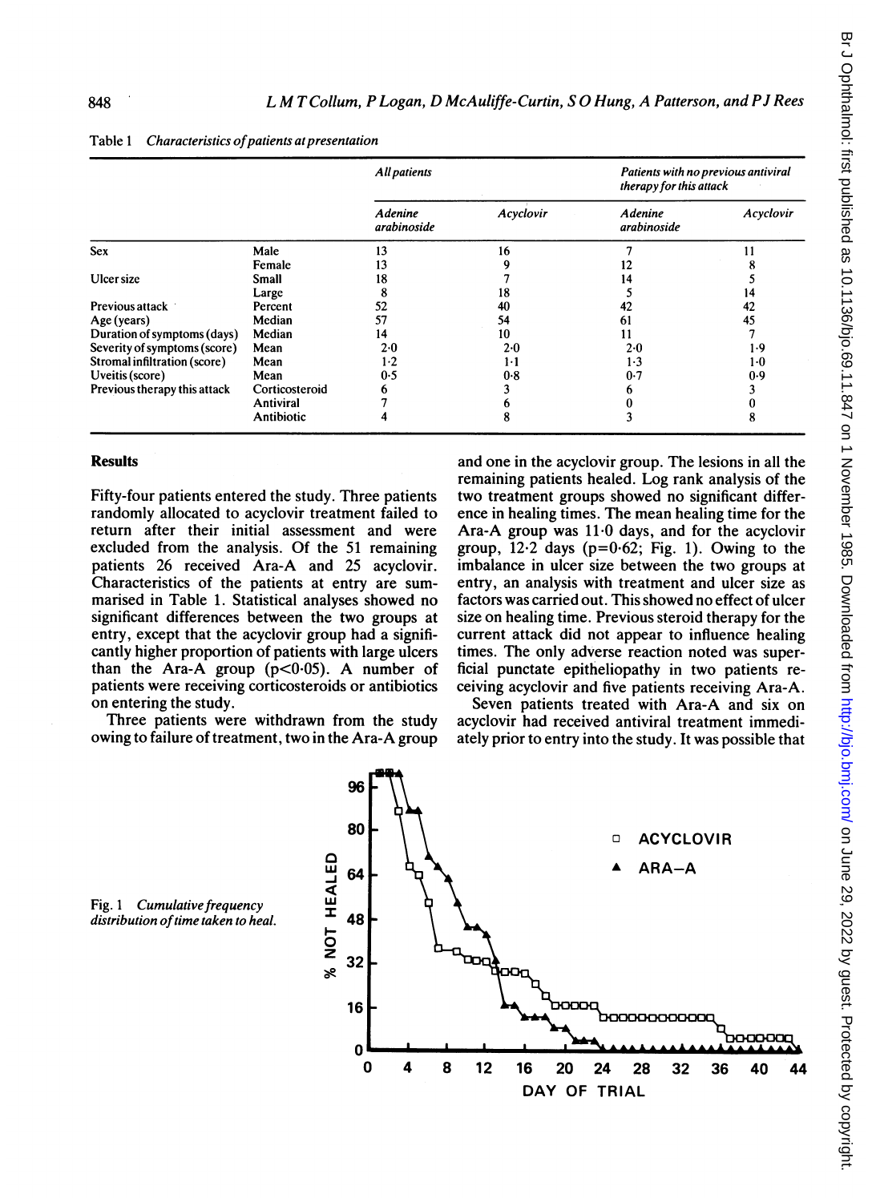Table 1 *Characteristics of patients at presentation*

| | | *All patients* | | *Patients with no previous antiviral therapy for this attack* | |
|---|---|---|---|---|---|
| | | *Adenine arabinoside* | *Acyclovir* | *Adenine arabinoside* | *Acyclovir* |
| Sex | Male | 13 | 16 | 7 | 11 |
| | Female | 13 | 9 | 12 | 8 |
| Ulcer size | Small | 18 | 7 | 14 | 5 |
| | Large | 8 | 18 | 5 | 14 |
| Previous attack | Percent | 52 | 40 | 42 | 42 |
| Age (years) | Median | 57 | 54 | 61 | 45 |
| Duration of symptoms (days) | Median | 14 | 10 | 11 | 7 |
| Severity of symptoms (score) | Mean | 2·0 | 2·0 | 2·0 | 1·9 |
| Stromal infiltration (score) | Mean | 1·2 | 1·1 | 1·3 | 1·0 |
| Uveitis (score) | Mean | 0·5 | 0·8 | 0·7 | 0·9 |
| Previous therapy this attack | Corticosteroid | 6 | 3 | 6 | 3 |
| | Antiviral | 7 | 6 | 0 | 0 |
| | Antibiotic | 4 | 8 | 3 | 8 |

## Results

Fifty-four patients entered the study. Three patients randomly allocated to acyclovir treatment failed to return after their initial assessment and were excluded from the analysis. Of the 51 remaining patients 26 received Ara-A and 25 acyclovir. Characteristics of the patients at entry are summarised in Table 1. Statistical analyses showed no significant differences between the two groups at entry, except that the acyclovir group had a significantly higher proportion of patients with large ulcers than the Ara-A group ($p<0·05$). A number of patients were receiving corticosteroids or antibiotics on entering the study.

Three patients were withdrawn from the study owing to failure of treatment, two in the Ara-A group and one in the acyclovir group. The lesions in all the remaining patients healed. Log rank analysis of the two treatment groups showed no significant difference in healing times. The mean healing time for the Ara-A group was 11·0 days, and for the acyclovir group, 12·2 days ($p=0·62$; Fig. 1). Owing to the imbalance in ulcer size between the two groups at entry, an analysis with treatment and ulcer size as factors was carried out. This showed no effect of ulcer size on healing time. Previous steroid therapy for the current attack did not appear to influence healing times. The only adverse reaction noted was superficial punctate epitheliopathy in two patients receiving acyclovir and five patients receiving Ara-A.

Seven patients treated with Ara-A and six on acyclovir had received antiviral treatment immediately prior to entry into the study. It was possible that

Fig. 1 *Cumulative frequency distribution of time taken to heal.*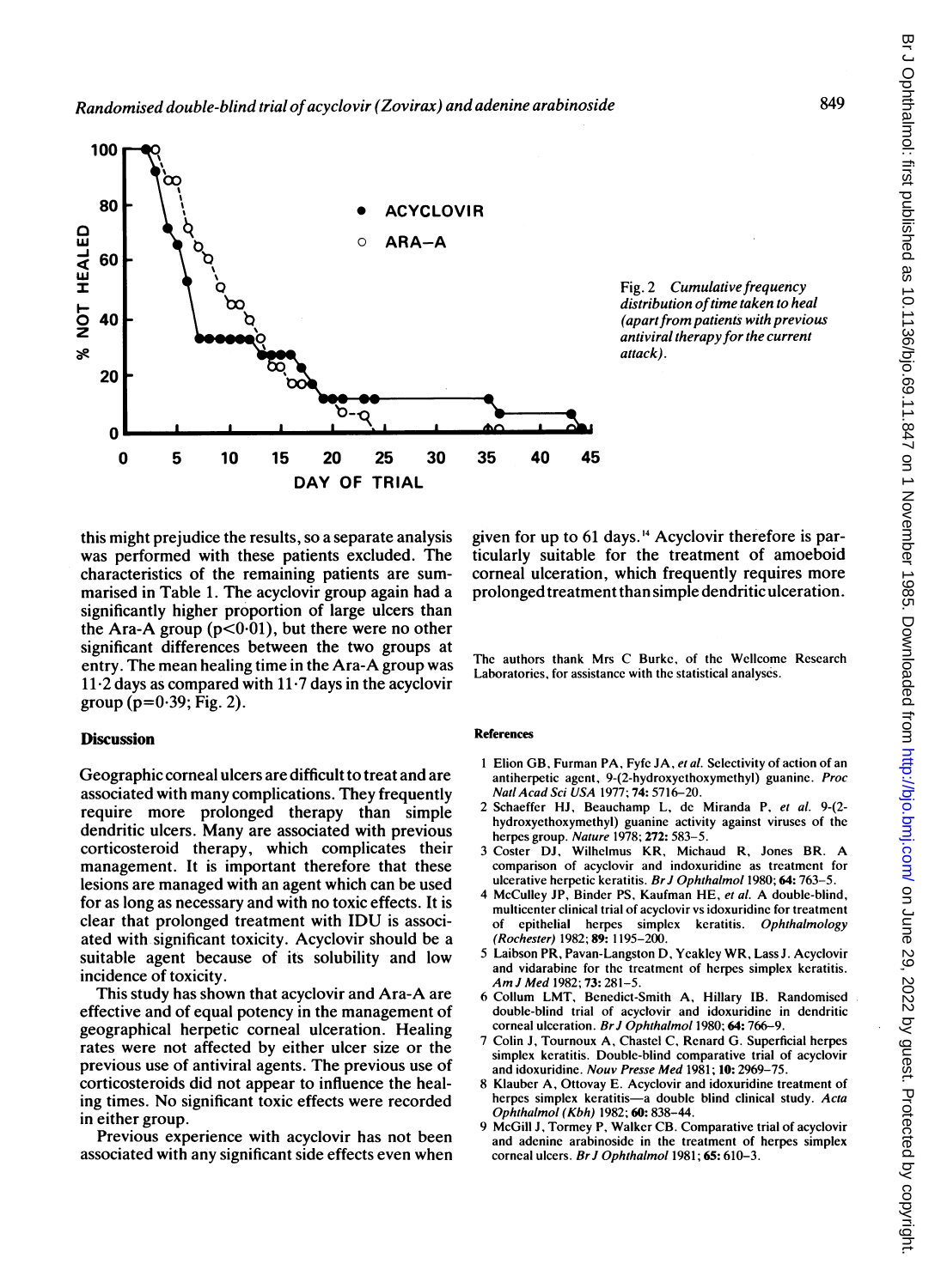Fig. 2 *Cumulative frequency distribution of time taken to heal (apart from patients with previous antiviral therapy for the current attack).*

this might prejudice the results, so a separate analysis was performed with these patients excluded. The characteristics of the remaining patients are summarised in Table 1. The acyclovir group again had a significantly higher proportion of large ulcers than the Ara-A group ($p<0.01$), but there were no other significant differences between the two groups at entry. The mean healing time in the Ara-A group was 11·2 days as compared with 11·7 days in the acyclovir group ($p=0.39$; Fig. 2).

## Discussion

Geographic corneal ulcers are difficult to treat and are associated with many complications. They frequently require more prolonged therapy than simple dendritic ulcers. Many are associated with previous corticosteroid therapy, which complicates their management. It is important therefore that these lesions are managed with an agent which can be used for as long as necessary and with no toxic effects. It is clear that prolonged treatment with IDU is associated with significant toxicity. Acyclovir should be a suitable agent because of its solubility and low incidence of toxicity.

This study has shown that acyclovir and Ara-A are effective and of equal potency in the management of geographical herpetic corneal ulceration. Healing rates were not affected by either ulcer size or the previous use of antiviral agents. The previous use of corticosteroids did not appear to influence the healing times. No significant toxic effects were recorded in either group.

Previous experience with acyclovir has not been associated with any significant side effects even when given for up to 61 days.[14] Acyclovir therefore is particularly suitable for the treatment of amoeboid corneal ulceration, which frequently requires more prolonged treatment than simple dendritic ulceration.

The authors thank Mrs C Burke, of the Wellcome Research Laboratories, for assistance with the statistical analyses.

## References

1 Elion GB, Furman PA, Fyfe JA, *et al.* Selectivity of action of an antiherpetic agent, 9-(2-hydroxyethoxymethyl) guanine. *Proc Natl Acad Sci USA* 1977; **74:** 5716–20.

2 Schaeffer HJ, Beauchamp L, de Miranda P, *et al.* 9-(2-hydroxyethoxymethyl) guanine activity against viruses of the herpes group. *Nature* 1978; **272:** 583–5.

3 Coster DJ, Wilhelmus KR, Michaud R, Jones BR. A comparison of acyclovir and indoxuridine as treatment for ulcerative herpetic keratitis. *Br J Ophthalmol* 1980; **64:** 763–5.

4 McCulley JP, Binder PS, Kaufman HE, *et al.* A double-blind, multicenter clinical trial of acyclovir vs idoxuridine for treatment of epithelial herpes simplex keratitis. *Ophthalmology (Rochester)* 1982; **89:** 1195–200.

5 Laibson PR, Pavan-Langston D, Yeakley WR, Lass J. Acyclovir and vidarabine for the treatment of herpes simplex keratitis. *Am J Med* 1982; **73:** 281–5.

6 Collum LMT, Benedict-Smith A, Hillary IB. Randomised double-blind trial of acyclovir and idoxuridine in dendritic corneal ulceration. *Br J Ophthalmol* 1980; **64:** 766–9.

7 Colin J, Tournoux A, Chastel C, Renard G. Superficial herpes simplex keratitis. Double-blind comparative trial of acyclovir and idoxuridine. *Nouv Presse Med* 1981; **10:** 2969–75.

8 Klauber A, Ottovay E. Acyclovir and idoxuridine treatment of herpes simplex keratitis—a double blind clinical study. *Acta Ophthalmol (Kbh)* 1982; **60:** 838–44.

9 McGill J, Tormey P, Walker CB. Comparative trial of acyclovir and adenine arabinoside in the treatment of herpes simplex corneal ulcers. *Br J Ophthalmol* 1981; **65:** 610–3.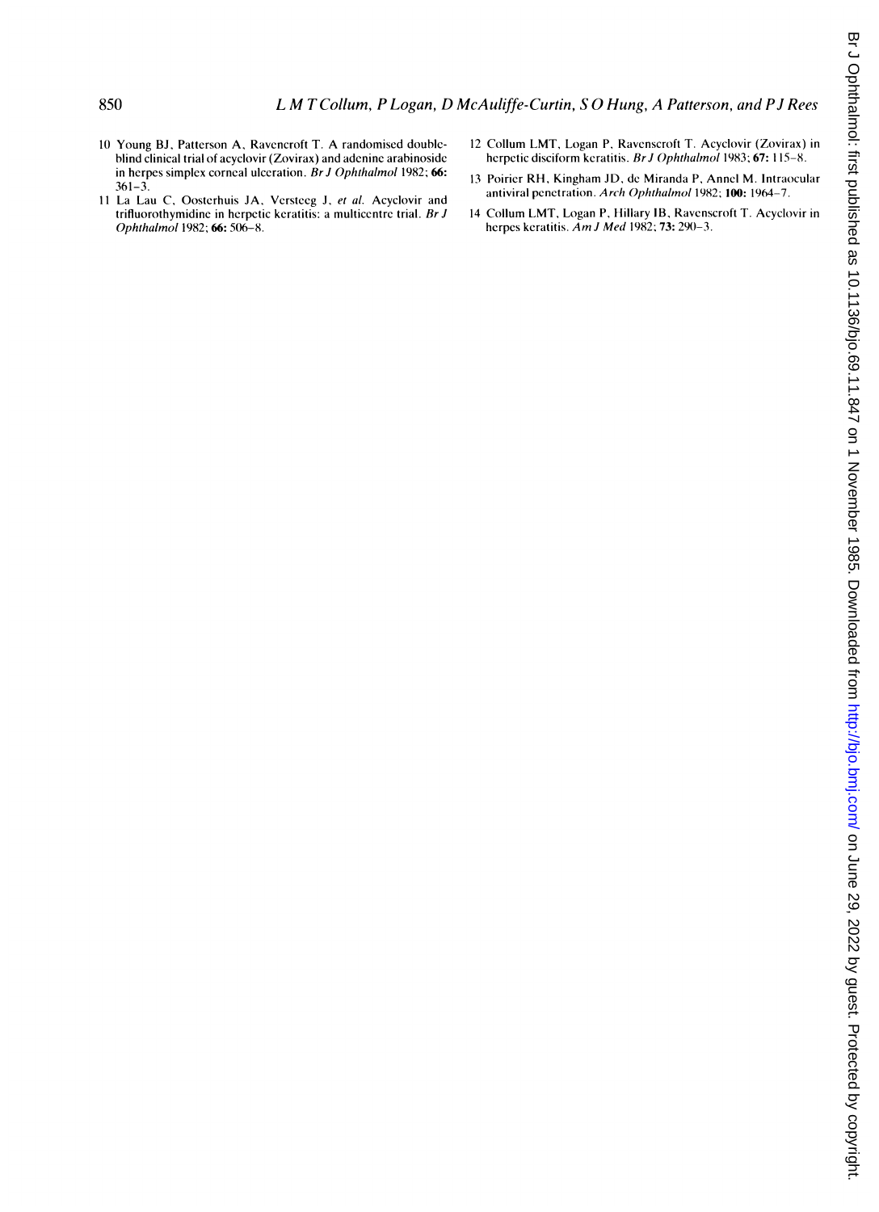10 Young BJ, Patterson A, Ravencroft T. A randomised double-blind clinical trial of acyclovir (Zovirax) and adenine arabinoside in herpes simplex corneal ulceration. *Br J Ophthalmol* 1982; **66:** 361–3.

11 La Lau C, Oosterhuis JA, Versteeg J, *et al.* Acyclovir and trifluorothymidine in herpetic keratitis: a multicentre trial. *Br J Ophthalmol* 1982; **66:** 506–8.

12 Collum LMT, Logan P, Ravenscroft T. Acyclovir (Zovirax) in herpetic disciform keratitis. *Br J Ophthalmol* 1983; **67:** 115–8.

13 Poirier RH, Kingham JD, de Miranda P, Annel M. Intraocular antiviral penetration. *Arch Ophthalmol* 1982; **100:** 1964–7.

14 Collum LMT, Logan P, Hillary IB, Ravenscroft T. Acyclovir in herpes keratitis. *Am J Med* 1982; **73:** 290–3.